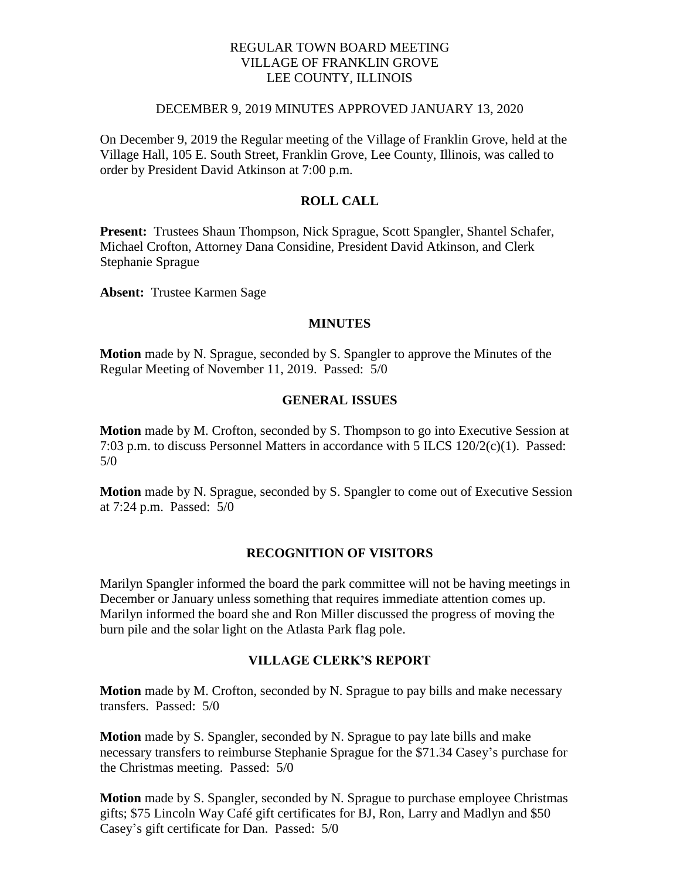# REGULAR TOWN BOARD MEETING
# VILLAGE OF FRANKLIN GROVE
# LEE COUNTY, ILLINOIS

DECEMBER 9, 2019 MINUTES APPROVED JANUARY 13, 2020

On December 9, 2019 the Regular meeting of the Village of Franklin Grove, held at the Village Hall, 105 E. South Street, Franklin Grove, Lee County, Illinois, was called to order by President David Atkinson at 7:00 p.m.

## ROLL CALL

**Present:** Trustees Shaun Thompson, Nick Sprague, Scott Spangler, Shantel Schafer, Michael Crofton, Attorney Dana Considine, President David Atkinson, and Clerk Stephanie Sprague

**Absent:** Trustee Karmen Sage

## MINUTES

**Motion** made by N. Sprague, seconded by S. Spangler to approve the Minutes of the Regular Meeting of November 11, 2019. Passed: 5/0

## GENERAL ISSUES

**Motion** made by M. Crofton, seconded by S. Thompson to go into Executive Session at 7:03 p.m. to discuss Personnel Matters in accordance with 5 ILCS 120/2(c)(1). Passed: 5/0

**Motion** made by N. Sprague, seconded by S. Spangler to come out of Executive Session at 7:24 p.m. Passed: 5/0

## RECOGNITION OF VISITORS

Marilyn Spangler informed the board the park committee will not be having meetings in December or January unless something that requires immediate attention comes up. Marilyn informed the board she and Ron Miller discussed the progress of moving the burn pile and the solar light on the Atlasta Park flag pole.

## VILLAGE CLERK'S REPORT

**Motion** made by M. Crofton, seconded by N. Sprague to pay bills and make necessary transfers. Passed: 5/0

**Motion** made by S. Spangler, seconded by N. Sprague to pay late bills and make necessary transfers to reimburse Stephanie Sprague for the $71.34 Casey's purchase for the Christmas meeting. Passed: 5/0

**Motion** made by S. Spangler, seconded by N. Sprague to purchase employee Christmas gifts; $75 Lincoln Way Café gift certificates for BJ, Ron, Larry and Madlyn and $50 Casey's gift certificate for Dan. Passed: 5/0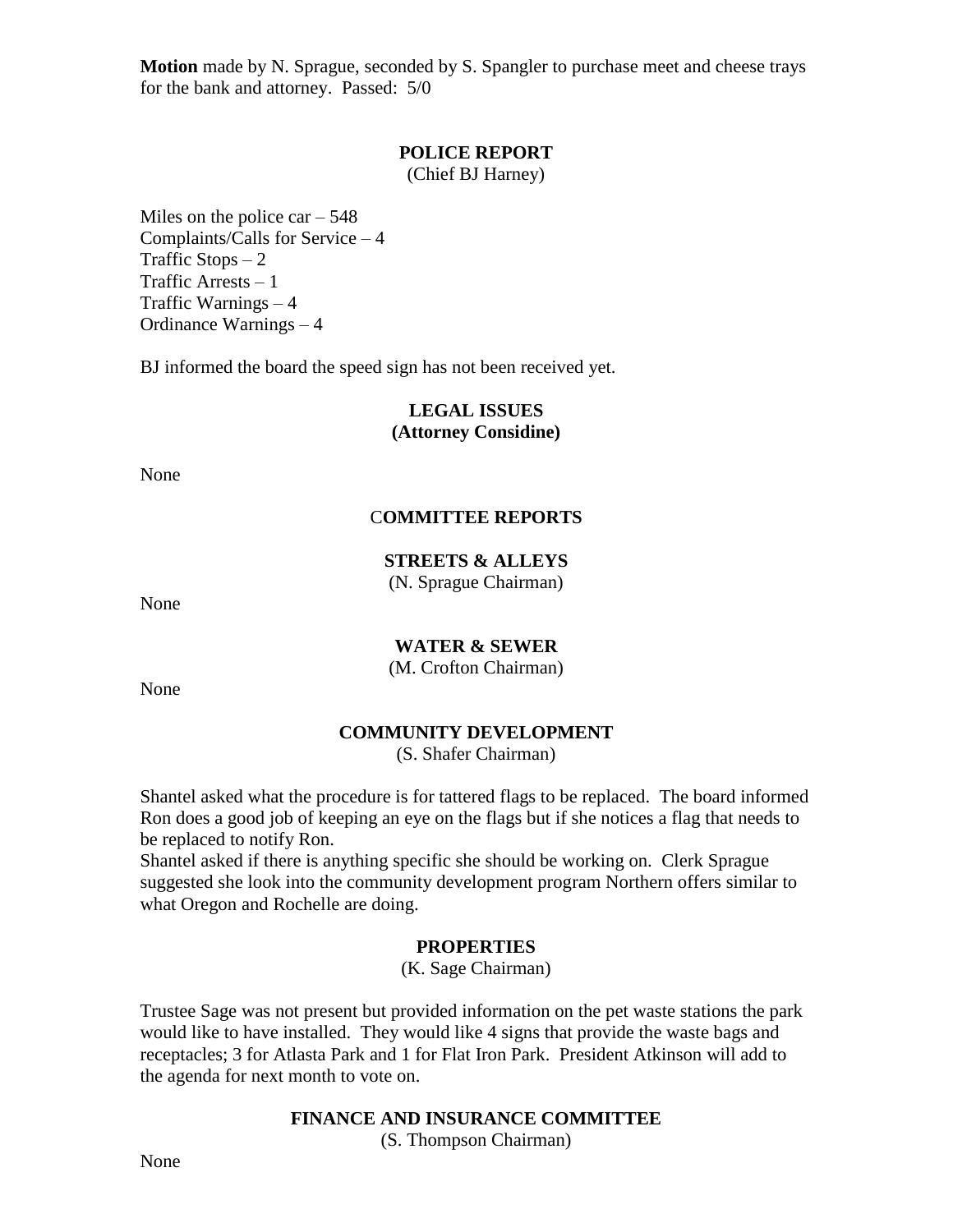**Motion** made by N. Sprague, seconded by S. Spangler to purchase meet and cheese trays for the bank and attorney. Passed: 5/0

## POLICE REPORT

(Chief BJ Harney)

Miles on the police car – 548
Complaints/Calls for Service – 4
Traffic Stops – 2
Traffic Arrests – 1
Traffic Warnings – 4
Ordinance Warnings – 4

BJ informed the board the speed sign has not been received yet.

## LEGAL ISSUES
**(Attorney Considine)**

None

## COMMITTEE REPORTS

### STREETS & ALLEYS

(N. Sprague Chairman)

None

### WATER & SEWER

(M. Crofton Chairman)

None

### COMMUNITY DEVELOPMENT

(S. Shafer Chairman)

Shantel asked what the procedure is for tattered flags to be replaced. The board informed Ron does a good job of keeping an eye on the flags but if she notices a flag that needs to be replaced to notify Ron.
Shantel asked if there is anything specific she should be working on. Clerk Sprague suggested she look into the community development program Northern offers similar to what Oregon and Rochelle are doing.

### PROPERTIES

(K. Sage Chairman)

Trustee Sage was not present but provided information on the pet waste stations the park would like to have installed. They would like 4 signs that provide the waste bags and receptacles; 3 for Atlasta Park and 1 for Flat Iron Park. President Atkinson will add to the agenda for next month to vote on.

### FINANCE AND INSURANCE COMMITTEE

(S. Thompson Chairman)

None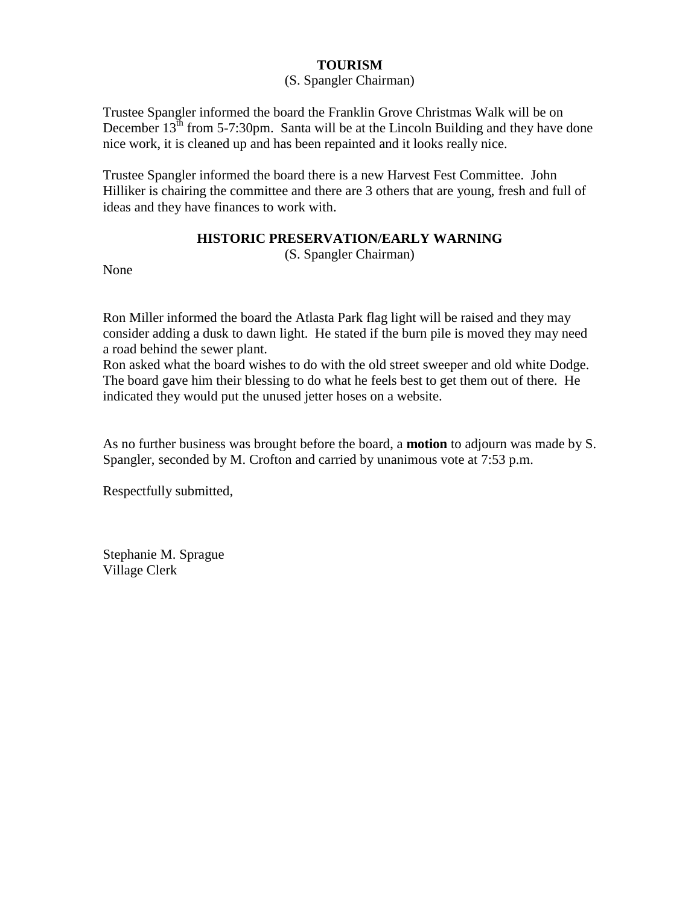**TOURISM**

(S. Spangler Chairman)

Trustee Spangler informed the board the Franklin Grove Christmas Walk will be on December 13th from 5-7:30pm. Santa will be at the Lincoln Building and they have done nice work, it is cleaned up and has been repainted and it looks really nice.

Trustee Spangler informed the board there is a new Harvest Fest Committee. John Hilliker is chairing the committee and there are 3 others that are young, fresh and full of ideas and they have finances to work with.

**HISTORIC PRESERVATION/EARLY WARNING**

(S. Spangler Chairman)

None

Ron Miller informed the board the Atlasta Park flag light will be raised and they may consider adding a dusk to dawn light. He stated if the burn pile is moved they may need a road behind the sewer plant.

Ron asked what the board wishes to do with the old street sweeper and old white Dodge. The board gave him their blessing to do what he feels best to get them out of there. He indicated they would put the unused jetter hoses on a website.

As no further business was brought before the board, a **motion** to adjourn was made by S. Spangler, seconded by M. Crofton and carried by unanimous vote at 7:53 p.m.

Respectfully submitted,

Stephanie M. Sprague
Village Clerk